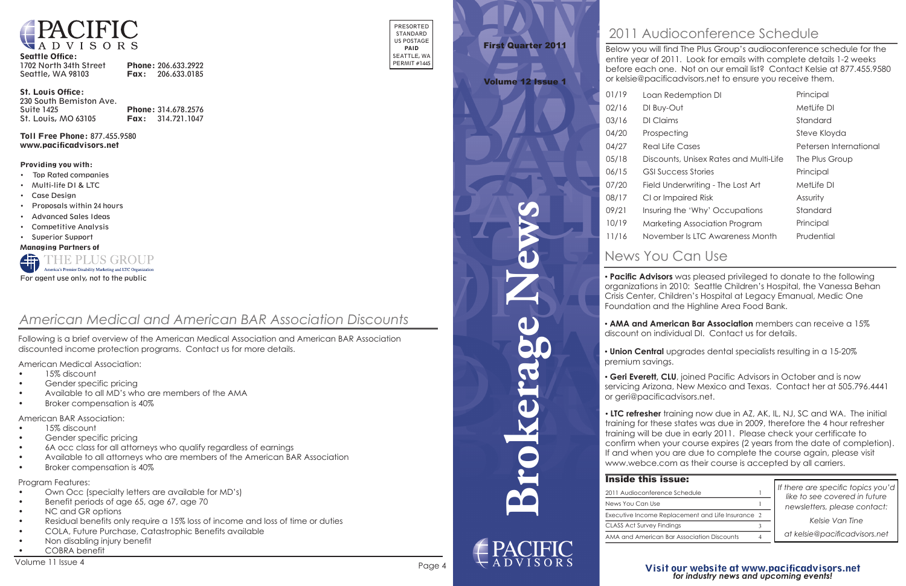**PACIFIC ADVISORS**

**Seattle Office:**
1702 North 34th Street
Seattle, WA 98103
**Phone:** 206.633.2922
**Fax:** 206.633.0185

**St. Louis Office:**
230 South Bemiston Ave.
Suite 1425
St. Louis, MO 63105
**Phone:** 314.678.2576
**Fax:** 314.721.1047

**Toll Free Phone:** 877.455.9580
**www.pacificadvisors.net**

**Providing you with:**

- Top Rated companies
- Multi-life DI & LTC
- Case Design
- Proposals within 24 hours
- Advanced Sales Ideas
- Competitive Analysis
- Superior Support

**Managing Partners of**

THE PLUS GROUP
America's Premier Disability Marketing and LTC Organization

For agent use only, not to the public

PRESORTED STANDARD US POSTAGE **PAID** SEATTLE, WA PERMIT #1445

## *American Medical and American BAR Association Discounts*

Following is a brief overview of the American Medical Association and American BAR Association discounted income protection programs. Contact us for more details.

American Medical Association:

- 15% discount
- Gender specific pricing
- Available to all MD's who are members of the AMA
- Broker compensation is 40%

American BAR Association:

- 15% discount
- Gender specific pricing
- 6A occ class for all attorneys who qualify regardless of earnings
- Available to all attorneys who are members of the American BAR Association
- Broker compensation is 40%

Program Features:

- Own Occ (specialty letters are available for MD's)
- Benefit periods of age 65, age 67, age 70
- NC and GR options
- Residual benefits only require a 15% loss of income and loss of time or duties
- COLA, Future Purchase, Catastrophic Benefits available
- Non disabling injury benefit
- COBRA benefit

**First Quarter 2011**

**Volume 12 Issue 1**

# Brokerage News

PACIFIC ADVISORS

## 2011 Audioconference Schedule

Below you will find The Plus Group's audioconference schedule for the entire year of 2011. Look for emails with complete details 1-2 weeks before each one. Not on our email list? Contact Kelsie at 877.455.9580 or kelsie@pacificadvisors.net to ensure you receive them.

| Date | Topic | Presenter |
|---|---|---|
| 01/19 | Loan Redemption DI | Principal |
| 02/16 | DI Buy-Out | MetLife DI |
| 03/16 | DI Claims | Standard |
| 04/20 | Prospecting | Steve Kloyda |
| 04/27 | Real Life Cases | Petersen International |
| 05/18 | Discounts, Unisex Rates and Multi-Life | The Plus Group |
| 06/15 | GSI Success Stories | Principal |
| 07/20 | Field Underwriting - The Lost Art | MetLife DI |
| 08/17 | CI or Impaired Risk | Assurity |
| 09/21 | Insuring the 'Why' Occupations | Standard |
| 10/19 | Marketing Association Program | Principal |
| 11/16 | November Is LTC Awareness Month | Prudential |

## News You Can Use

• **Pacific Advisors** was pleased privileged to donate to the following organizations in 2010: Seattle Children's Hospital, the Vanessa Behan Crisis Center, Children's Hospital at Legacy Emanual, Medic One Foundation and the Highline Area Food Bank.

• **AMA and American Bar Association** members can receive a 15% discount on individual DI. Contact us for details.

• **Union Central** upgrades dental specialists resulting in a 15-20% premium savings.

• **Geri Everett, CLU**, joined Pacific Advisors in October and is now servicing Arizona, New Mexico and Texas. Contact her at 505.796.4441 or geri@pacificadvisors.net.

• **LTC refresher** training now due in AZ, AK, IL, NJ, SC and WA. The initial training for these states was due in 2009, therefore the 4 hour refresher training will be due in early 2011. Please check your certificate to confirm when your course expires (2 years from the date of completion). If and when you are due to complete the course again, please visit www.webce.com as their course is accepted by all carriers.

### Inside this issue:

| Topic | Page |
|---|---|
| 2011 Audioconference Schedule | 1 |
| News You Can Use | 1 |
| Executive Income Replacement and Life Insurance | 2 |
| CLASS Act Survey Findings | 3 |
| AMA and American Bar Association Discounts | 4 |

*If there are specific topics you'd like to see covered in future newsletters, please contact:*

*Kelsie Van Tine*

*at kelsie@pacificadvisors.net*

**Visit our website at www.pacificadvisors.net**
***for industry news and upcoming events!***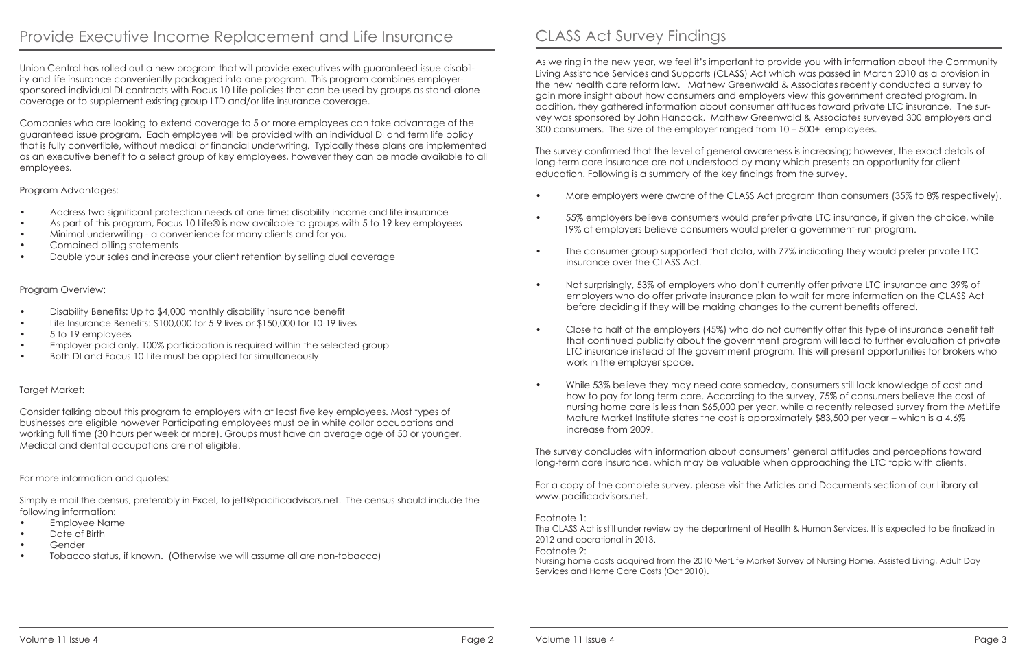## Provide Executive Income Replacement and Life Insurance

Union Central has rolled out a new program that will provide executives with guaranteed issue disability and life insurance conveniently packaged into one program. This program combines employer-sponsored individual DI contracts with Focus 10 Life policies that can be used by groups as stand-alone coverage or to supplement existing group LTD and/or life insurance coverage.

Companies who are looking to extend coverage to 5 or more employees can take advantage of the guaranteed issue program. Each employee will be provided with an individual DI and term life policy that is fully convertible, without medical or financial underwriting. Typically these plans are implemented as an executive benefit to a select group of key employees, however they can be made available to all employees.

Program Advantages:

- Address two significant protection needs at one time: disability income and life insurance
- As part of this program, Focus 10 Life® is now available to groups with 5 to 19 key employees
- Minimal underwriting - a convenience for many clients and for you
- Combined billing statements
- Double your sales and increase your client retention by selling dual coverage

Program Overview:

- Disability Benefits: Up to $4,000 monthly disability insurance benefit
- Life Insurance Benefits: $100,000 for 5-9 lives or $150,000 for 10-19 lives
- 5 to 19 employees
- Employer-paid only. 100% participation is required within the selected group
- Both DI and Focus 10 Life must be applied for simultaneously

Target Market:

Consider talking about this program to employers with at least five key employees. Most types of businesses are eligible however Participating employees must be in white collar occupations and working full time (30 hours per week or more). Groups must have an average age of 50 or younger. Medical and dental occupations are not eligible.

For more information and quotes:

Simply e-mail the census, preferably in Excel, to jeff@pacificadvisors.net. The census should include the following information:

- Employee Name
- Date of Birth
- Gender
- Tobacco status, if known. (Otherwise we will assume all are non-tobacco)

## CLASS Act Survey Findings

As we ring in the new year, we feel it's important to provide you with information about the Community Living Assistance Services and Supports (CLASS) Act which was passed in March 2010 as a provision in the new health care reform law. Mathew Greenwald & Associates recently conducted a survey to gain more insight about how consumers and employers view this government created program. In addition, they gathered information about consumer attitudes toward private LTC insurance. The survey was sponsored by John Hancock. Mathew Greenwald & Associates surveyed 300 employers and 300 consumers. The size of the employer ranged from 10 – 500+ employees.

The survey confirmed that the level of general awareness is increasing; however, the exact details of long-term care insurance are not understood by many which presents an opportunity for client education. Following is a summary of the key findings from the survey.

- More employers were aware of the CLASS Act program than consumers (35% to 8% respectively).
- 55% employers believe consumers would prefer private LTC insurance, if given the choice, while 19% of employers believe consumers would prefer a government-run program.
- The consumer group supported that data, with 77% indicating they would prefer private LTC insurance over the CLASS Act.
- Not surprisingly, 53% of employers who don't currently offer private LTC insurance and 39% of employers who do offer private insurance plan to wait for more information on the CLASS Act before deciding if they will be making changes to the current benefits offered.
- Close to half of the employers (45%) who do not currently offer this type of insurance benefit felt that continued publicity about the government program will lead to further evaluation of private LTC insurance instead of the government program. This will present opportunities for brokers who work in the employer space.
- While 53% believe they may need care someday, consumers still lack knowledge of cost and how to pay for long term care. According to the survey, 75% of consumers believe the cost of nursing home care is less than $65,000 per year, while a recently released survey from the MetLife Mature Market Institute states the cost is approximately $83,500 per year – which is a 4.6% increase from 2009.

The survey concludes with information about consumers' general attitudes and perceptions toward long-term care insurance, which may be valuable when approaching the LTC topic with clients.

For a copy of the complete survey, please visit the Articles and Documents section of our Library at www.pacificadvisors.net.

Footnote 1:
The CLASS Act is still under review by the department of Health & Human Services. It is expected to be finalized in 2012 and operational in 2013.

Footnote 2:
Nursing home costs acquired from the 2010 MetLife Market Survey of Nursing Home, Assisted Living, Adult Day Services and Home Care Costs (Oct 2010).